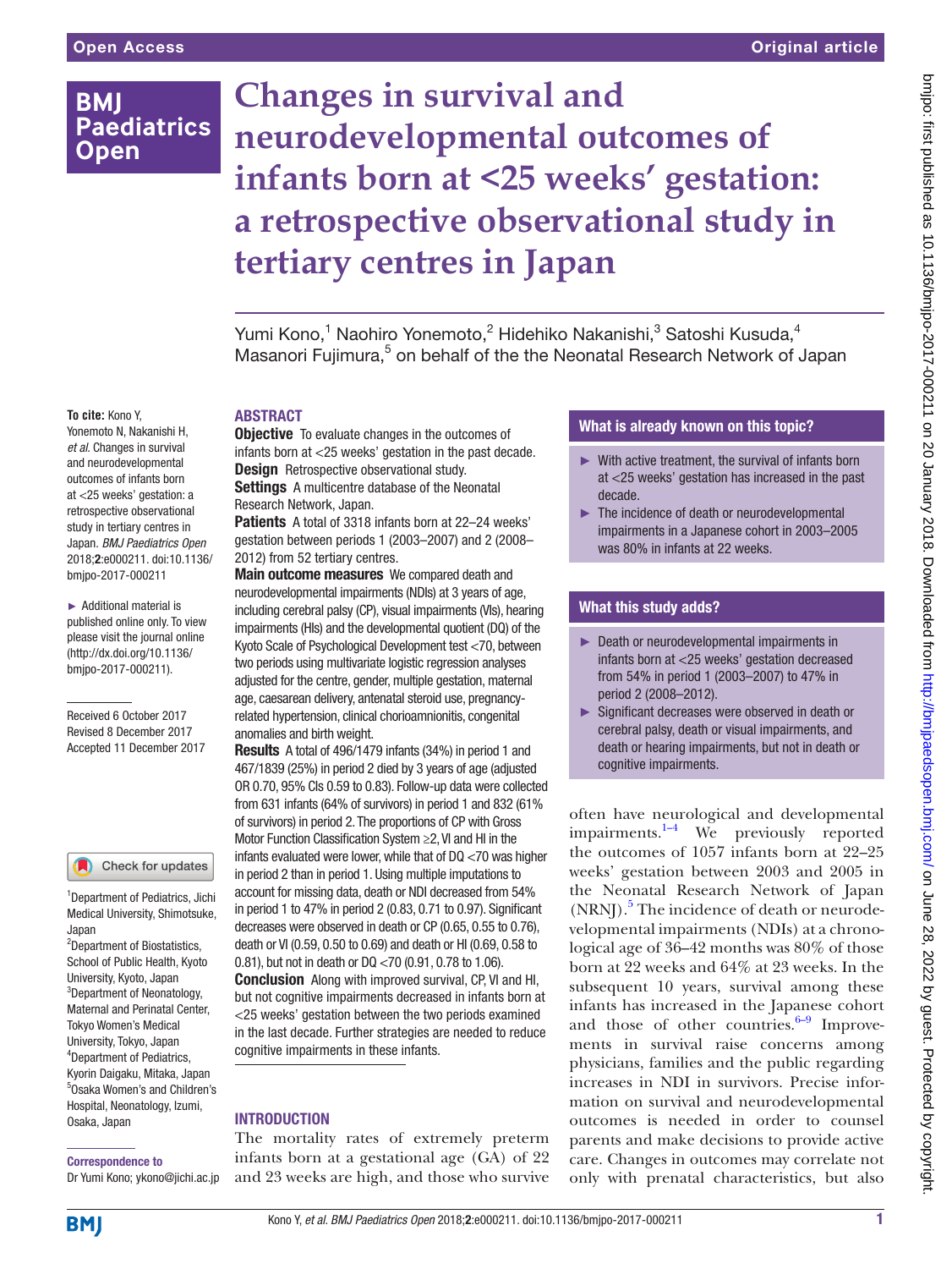Open Access

Original article

# Changes in survival and neurodevelopmental outcomes of infants born at <25 weeks' gestation: a retrospective observational study in tertiary centres in Japan

Yumi Kono,[1] Naohiro Yonemoto,[2] Hidehiko Nakanishi,[3] Satoshi Kusuda,[4] Masanori Fujimura,[5] on behalf of the the Neonatal Research Network of Japan

**To cite:** Kono Y, Yonemoto N, Nakanishi H, *et al*. Changes in survival and neurodevelopmental outcomes of infants born at <25 weeks' gestation: a retrospective observational study in tertiary centres in Japan. *BMJ Paediatrics Open* 2018;**2**:e000211. doi:10.1136/bmjpo-2017-000211

► Additional material is published online only. To view please visit the journal online (http://dx.doi.org/10.1136/bmjpo-2017-000211).

Received 6 October 2017
Revised 8 December 2017
Accepted 11 December 2017

[1]Department of Pediatrics, Jichi Medical University, Shimotsuke, Japan
[2]Department of Biostatistics, School of Public Health, Kyoto University, Kyoto, Japan
[3]Department of Neonatology, Maternal and Perinatal Center, Tokyo Women's Medical University, Tokyo, Japan
[4]Department of Pediatrics, Kyorin Daigaku, Mitaka, Japan
[5]Osaka Women's and Children's Hospital, Neonatology, Izumi, Osaka, Japan

**Correspondence to**
Dr Yumi Kono; ykono@jichi.ac.jp

## ABSTRACT

**Objective** To evaluate changes in the outcomes of infants born at <25 weeks' gestation in the past decade.
**Design** Retrospective observational study.
**Settings** A multicentre database of the Neonatal Research Network, Japan.
**Patients** A total of 3318 infants born at 22–24 weeks' gestation between periods 1 (2003–2007) and 2 (2008–2012) from 52 tertiary centres.
**Main outcome measures** We compared death and neurodevelopmental impairments (NDIs) at 3 years of age, including cerebral palsy (CP), visual impairments (VIs), hearing impairments (HIs) and the developmental quotient (DQ) of the Kyoto Scale of Psychological Development test <70, between two periods using multivariate logistic regression analyses adjusted for the centre, gender, multiple gestation, maternal age, caesarean delivery, antenatal steroid use, pregnancy-related hypertension, clinical chorioamnionitis, congenital anomalies and birth weight.
**Results** A total of 496/1479 infants (34%) in period 1 and 467/1839 (25%) in period 2 died by 3 years of age (adjusted OR 0.70, 95% CIs 0.59 to 0.83). Follow-up data were collected from 631 infants (64% of survivors) in period 1 and 832 (61% of survivors) in period 2. The proportions of CP with Gross Motor Function Classification System ≥2, VI and HI in the infants evaluated were lower, while that of DQ <70 was higher in period 2 than in period 1. Using multiple imputations to account for missing data, death or NDI decreased from 54% in period 1 to 47% in period 2 (0.83, 0.71 to 0.97). Significant decreases were observed in death or CP (0.65, 0.55 to 0.76), death or VI (0.59, 0.50 to 0.69) and death or HI (0.69, 0.58 to 0.81), but not in death or DQ <70 (0.91, 0.78 to 1.06).
**Conclusion** Along with improved survival, CP, VI and HI, but not cognitive impairments decreased in infants born at <25 weeks' gestation between the two periods examined in the last decade. Further strategies are needed to reduce cognitive impairments in these infants.

## INTRODUCTION

The mortality rates of extremely preterm infants born at a gestational age (GA) of 22 and 23 weeks are high, and those who survive often have neurological and developmental impairments.[1–4] We previously reported the outcomes of 1057 infants born at 22–25 weeks' gestation between 2003 and 2005 in the Neonatal Research Network of Japan (NRNJ).[5] The incidence of death or neurodevelopmental impairments (NDIs) at a chronological age of 36–42 months was 80% of those born at 22 weeks and 64% at 23 weeks. In the subsequent 10 years, survival among these infants has increased in the Japanese cohort and those of other countries.[6–9] Improvements in survival raise concerns among physicians, families and the public regarding increases in NDI in survivors. Precise information on survival and neurodevelopmental outcomes is needed in order to counsel parents and make decisions to provide active care. Changes in outcomes may correlate not only with prenatal characteristics, but also

### What is already known on this topic?

- ► With active treatment, the survival of infants born at <25 weeks' gestation has increased in the past decade.
- ► The incidence of death or neurodevelopmental impairments in a Japanese cohort in 2003–2005 was 80% in infants at 22 weeks.

### What this study adds?

- ► Death or neurodevelopmental impairments in infants born at <25 weeks' gestation decreased from 54% in period 1 (2003–2007) to 47% in period 2 (2008–2012).
- ► Significant decreases were observed in death or cerebral palsy, death or visual impairments, and death or hearing impairments, but not in death or cognitive impairments.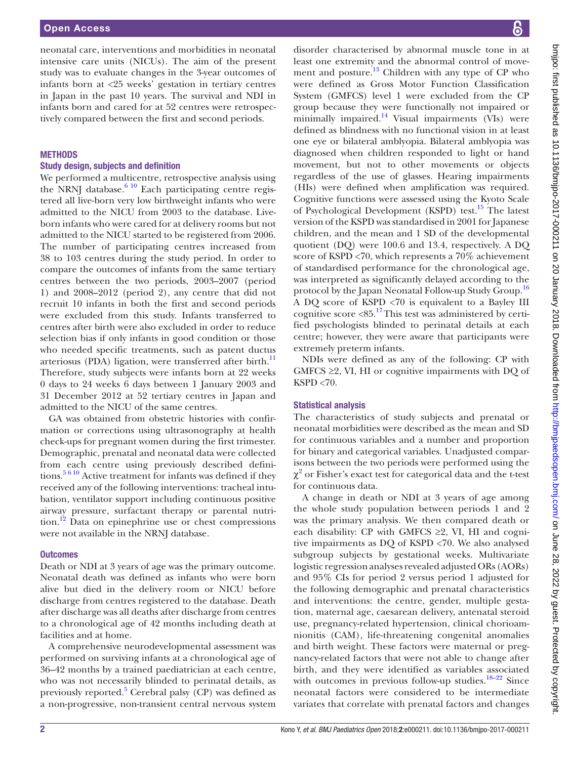neonatal care, interventions and morbidities in neonatal intensive care units (NICUs). The aim of the present study was to evaluate changes in the 3-year outcomes of infants born at <25 weeks' gestation in tertiary centres in Japan in the past 10 years. The survival and NDI in infants born and cared for at 52 centres were retrospectively compared between the first and second periods.

## METHODS

### Study design, subjects and definition

We performed a multicentre, retrospective analysis using the NRNJ database.[6 10] Each participating centre registered all live-born very low birthweight infants who were admitted to the NICU from 2003 to the database. Live-born infants who were cared for at delivery rooms but not admitted to the NICU started to be registered from 2006. The number of participating centres increased from 38 to 103 centres during the study period. In order to compare the outcomes of infants from the same tertiary centres between the two periods, 2003–2007 (period 1) and 2008–2012 (period 2), any centre that did not recruit 10 infants in both the first and second periods were excluded from this study. Infants transferred to centres after birth were also excluded in order to reduce selection bias if only infants in good condition or those who needed specific treatments, such as patent ductus arteriosus (PDA) ligation, were transferred after birth.[11] Therefore, study subjects were infants born at 22 weeks 0 days to 24 weeks 6 days between 1 January 2003 and 31 December 2012 at 52 tertiary centres in Japan and admitted to the NICU of the same centres.

GA was obtained from obstetric histories with confirmation or corrections using ultrasonography at health check-ups for pregnant women during the first trimester. Demographic, prenatal and neonatal data were collected from each centre using previously described definitions.[5 6 10] Active treatment for infants was defined if they received any of the following interventions: tracheal intubation, ventilator support including continuous positive airway pressure, surfactant therapy or parental nutrition.[12] Data on epinephrine use or chest compressions were not available in the NRNJ database.

### Outcomes

Death or NDI at 3 years of age was the primary outcome. Neonatal death was defined as infants who were born alive but died in the delivery room or NICU before discharge from centres registered to the database. Death after discharge was all deaths after discharge from centres to a chronological age of 42 months including death at facilities and at home.

A comprehensive neurodevelopmental assessment was performed on surviving infants at a chronological age of 36–42 months by a trained paediatrician at each centre, who was not necessarily blinded to perinatal details, as previously reported.[5] Cerebral palsy (CP) was defined as a non-progressive, non-transient central nervous system disorder characterised by abnormal muscle tone in at least one extremity and the abnormal control of movement and posture.[13] Children with any type of CP who were defined as Gross Motor Function Classification System (GMFCS) level 1 were excluded from the CP group because they were functionally not impaired or minimally impaired.[14] Visual impairments (VIs) were defined as blindness with no functional vision in at least one eye or bilateral amblyopia. Bilateral amblyopia was diagnosed when children responded to light or hand movement, but not to other movements or objects regardless of the use of glasses. Hearing impairments (HIs) were defined when amplification was required. Cognitive functions were assessed using the Kyoto Scale of Psychological Development (KSPD) test.[15] The latest version of the KSPD was standardised in 2001 for Japanese children, and the mean and 1 SD of the developmental quotient (DQ) were 100.6 and 13.4, respectively. A DQ score of KSPD <70, which represents a 70% achievement of standardised performance for the chronological age, was interpreted as significantly delayed according to the protocol by the Japan Neonatal Follow-up Study Group.[16] A DQ score of KSPD <70 is equivalent to a Bayley III cognitive score <85.[17] This test was administered by certified psychologists blinded to perinatal details at each centre; however, they were aware that participants were extremely preterm infants.

NDIs were defined as any of the following: CP with GMFCS ≥2, VI, HI or cognitive impairments with DQ of KSPD <70.

### Statistical analysis

The characteristics of study subjects and prenatal or neonatal morbidities were described as the mean and SD for continuous variables and a number and proportion for binary and categorical variables. Unadjusted comparisons between the two periods were performed using the $\chi^2$ or Fisher's exact test for categorical data and the t-test for continuous data.

A change in death or NDI at 3 years of age among the whole study population between periods 1 and 2 was the primary analysis. We then compared death or each disability: CP with GMFCS ≥2, VI, HI and cognitive impairments as DQ of KSPD <70. We also analysed subgroup subjects by gestational weeks. Multivariate logistic regression analyses revealed adjusted ORs (AORs) and 95% CIs for period 2 versus period 1 adjusted for the following demographic and prenatal characteristics and interventions: the centre, gender, multiple gestation, maternal age, caesarean delivery, antenatal steroid use, pregnancy-related hypertension, clinical chorioamnionitis (CAM), life-threatening congenital anomalies and birth weight. These factors were maternal or pregnancy-related factors that were not able to change after birth, and they were identified as variables associated with outcomes in previous follow-up studies.[18–22] Since neonatal factors were considered to be intermediate variates that correlate with prenatal factors and changes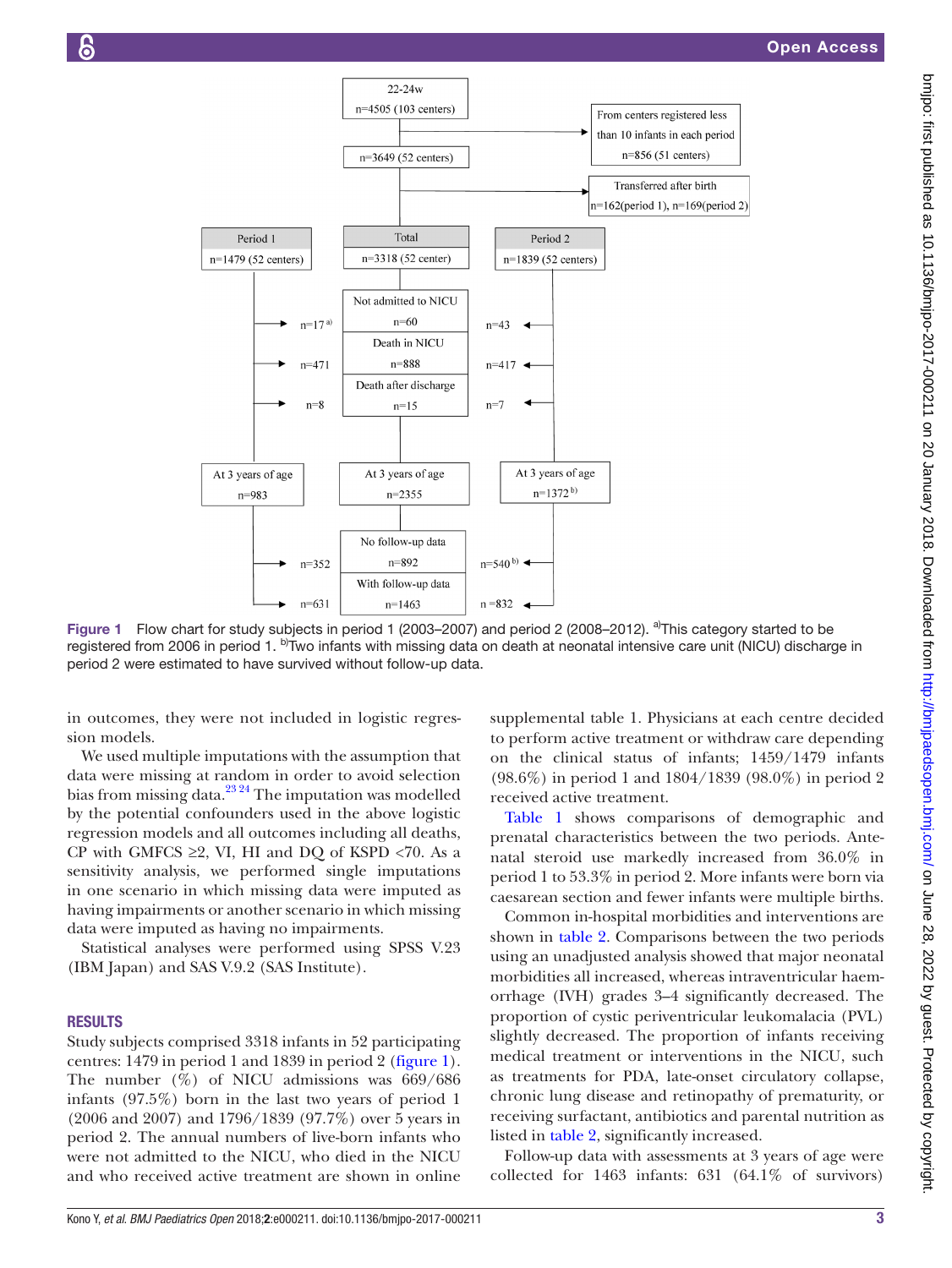Figure 1 Flow chart for study subjects in period 1 (2003–2007) and period 2 (2008–2012). [a]This category started to be registered from 2006 in period 1. [b]Two infants with missing data on death at neonatal intensive care unit (NICU) discharge in period 2 were estimated to have survived without follow-up data.

in outcomes, they were not included in logistic regression models.

We used multiple imputations with the assumption that data were missing at random in order to avoid selection bias from missing data.[23 24] The imputation was modelled by the potential confounders used in the above logistic regression models and all outcomes including all deaths, CP with GMFCS ≥2, VI, HI and DQ of KSPD <70. As a sensitivity analysis, we performed single imputations in one scenario in which missing data were imputed as having impairments or another scenario in which missing data were imputed as having no impairments.

Statistical analyses were performed using SPSS V.23 (IBM Japan) and SAS V.9.2 (SAS Institute).

## RESULTS

Study subjects comprised 3318 infants in 52 participating centres: 1479 in period 1 and 1839 in period 2 (figure 1). The number (%) of NICU admissions was 669/686 infants (97.5%) born in the last two years of period 1 (2006 and 2007) and 1796/1839 (97.7%) over 5 years in period 2. The annual numbers of live-born infants who were not admitted to the NICU, who died in the NICU and who received active treatment are shown in online supplemental table 1. Physicians at each centre decided to perform active treatment or withdraw care depending on the clinical status of infants; 1459/1479 infants (98.6%) in period 1 and 1804/1839 (98.0%) in period 2 received active treatment.

Table 1 shows comparisons of demographic and prenatal characteristics between the two periods. Antenatal steroid use markedly increased from 36.0% in period 1 to 53.3% in period 2. More infants were born via caesarean section and fewer infants were multiple births.

Common in-hospital morbidities and interventions are shown in table 2. Comparisons between the two periods using an unadjusted analysis showed that major neonatal morbidities all increased, whereas intraventricular haemorrhage (IVH) grades 3–4 significantly decreased. The proportion of cystic periventricular leukomalacia (PVL) slightly decreased. The proportion of infants receiving medical treatment or interventions in the NICU, such as treatments for PDA, late-onset circulatory collapse, chronic lung disease and retinopathy of prematurity, or receiving surfactant, antibiotics and parental nutrition as listed in table 2, significantly increased.

Follow-up data with assessments at 3 years of age were collected for 1463 infants: 631 (64.1% of survivors)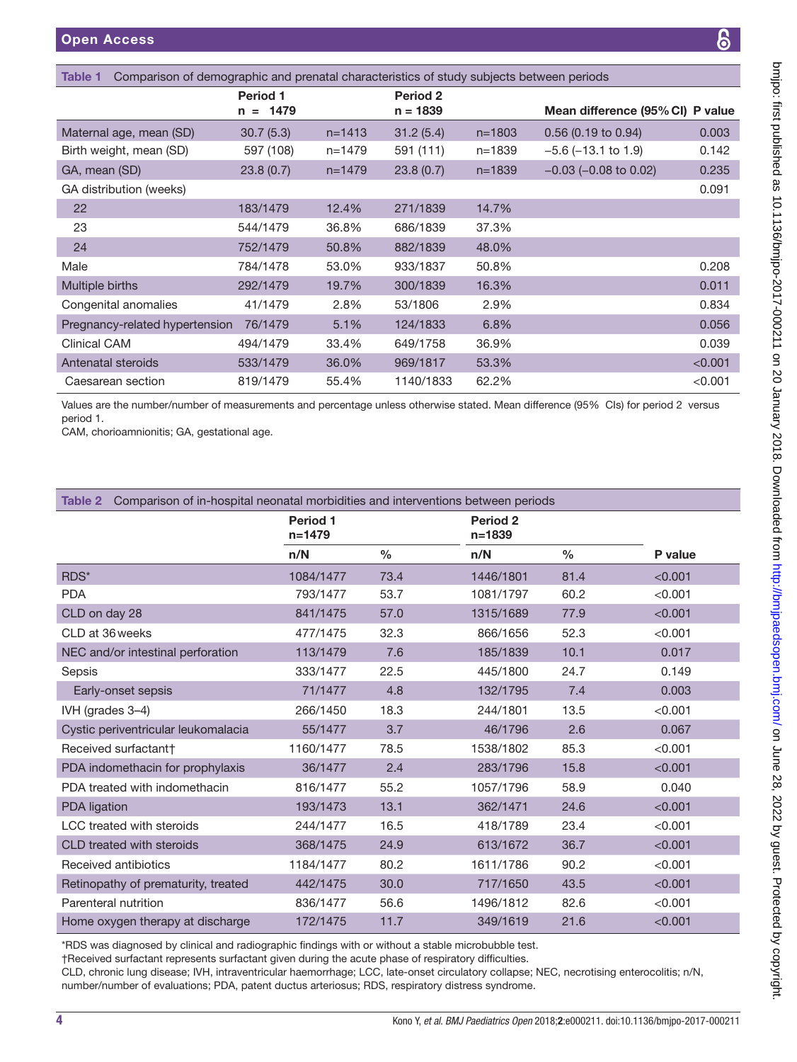**Table 1** Comparison of demographic and prenatal characteristics of study subjects between periods

| | Period 1 n = 1479 | | Period 2 n = 1839 | | Mean difference (95% CI) | P value |
|---|---|---|---|---|---|---|
| Maternal age, mean (SD) | 30.7 (5.3) | n=1413 | 31.2 (5.4) | n=1803 | 0.56 (0.19 to 0.94) | 0.003 |
| Birth weight, mean (SD) | 597 (108) | n=1479 | 591 (111) | n=1839 | −5.6 (−13.1 to 1.9) | 0.142 |
| GA, mean (SD) | 23.8 (0.7) | n=1479 | 23.8 (0.7) | n=1839 | −0.03 (−0.08 to 0.02) | 0.235 |
| GA distribution (weeks) | | | | | | 0.091 |
| 22 | 183/1479 | 12.4% | 271/1839 | 14.7% | | |
| 23 | 544/1479 | 36.8% | 686/1839 | 37.3% | | |
| 24 | 752/1479 | 50.8% | 882/1839 | 48.0% | | |
| Male | 784/1478 | 53.0% | 933/1837 | 50.8% | | 0.208 |
| Multiple births | 292/1479 | 19.7% | 300/1839 | 16.3% | | 0.011 |
| Congenital anomalies | 41/1479 | 2.8% | 53/1806 | 2.9% | | 0.834 |
| Pregnancy-related hypertension | 76/1479 | 5.1% | 124/1833 | 6.8% | | 0.056 |
| Clinical CAM | 494/1479 | 33.4% | 649/1758 | 36.9% | | 0.039 |
| Antenatal steroids | 533/1479 | 36.0% | 969/1817 | 53.3% | | <0.001 |
| Caesarean section | 819/1479 | 55.4% | 1140/1833 | 62.2% | | <0.001 |

Values are the number/number of measurements and percentage unless otherwise stated. Mean difference (95% CIs) for period 2 versus period 1.
CAM, chorioamnionitis; GA, gestational age.

**Table 2** Comparison of in-hospital neonatal morbidities and interventions between periods

| | Period 1 n=1479 | | Period 2 n=1839 | | |
|---|---|---|---|---|---|
| | n/N | % | n/N | % | P value |
| RDS* | 1084/1477 | 73.4 | 1446/1801 | 81.4 | <0.001 |
| PDA | 793/1477 | 53.7 | 1081/1797 | 60.2 | <0.001 |
| CLD on day 28 | 841/1475 | 57.0 | 1315/1689 | 77.9 | <0.001 |
| CLD at 36 weeks | 477/1475 | 32.3 | 866/1656 | 52.3 | <0.001 |
| NEC and/or intestinal perforation | 113/1479 | 7.6 | 185/1839 | 10.1 | 0.017 |
| Sepsis | 333/1477 | 22.5 | 445/1800 | 24.7 | 0.149 |
| Early-onset sepsis | 71/1477 | 4.8 | 132/1795 | 7.4 | 0.003 |
| IVH (grades 3–4) | 266/1450 | 18.3 | 244/1801 | 13.5 | <0.001 |
| Cystic periventricular leukomalacia | 55/1477 | 3.7 | 46/1796 | 2.6 | 0.067 |
| Received surfactant† | 1160/1477 | 78.5 | 1538/1802 | 85.3 | <0.001 |
| PDA indomethacin for prophylaxis | 36/1477 | 2.4 | 283/1796 | 15.8 | <0.001 |
| PDA treated with indomethacin | 816/1477 | 55.2 | 1057/1796 | 58.9 | 0.040 |
| PDA ligation | 193/1473 | 13.1 | 362/1471 | 24.6 | <0.001 |
| LCC treated with steroids | 244/1477 | 16.5 | 418/1789 | 23.4 | <0.001 |
| CLD treated with steroids | 368/1475 | 24.9 | 613/1672 | 36.7 | <0.001 |
| Received antibiotics | 1184/1477 | 80.2 | 1611/1786 | 90.2 | <0.001 |
| Retinopathy of prematurity, treated | 442/1475 | 30.0 | 717/1650 | 43.5 | <0.001 |
| Parenteral nutrition | 836/1477 | 56.6 | 1496/1812 | 82.6 | <0.001 |
| Home oxygen therapy at discharge | 172/1475 | 11.7 | 349/1619 | 21.6 | <0.001 |

*RDS was diagnosed by clinical and radiographic findings with or without a stable microbubble test.
†Received surfactant represents surfactant given during the acute phase of respiratory difficulties.
CLD, chronic lung disease; IVH, intraventricular haemorrhage; LCC, late-onset circulatory collapse; NEC, necrotising enterocolitis; n/N, number/number of evaluations; PDA, patent ductus arteriosus; RDS, respiratory distress syndrome.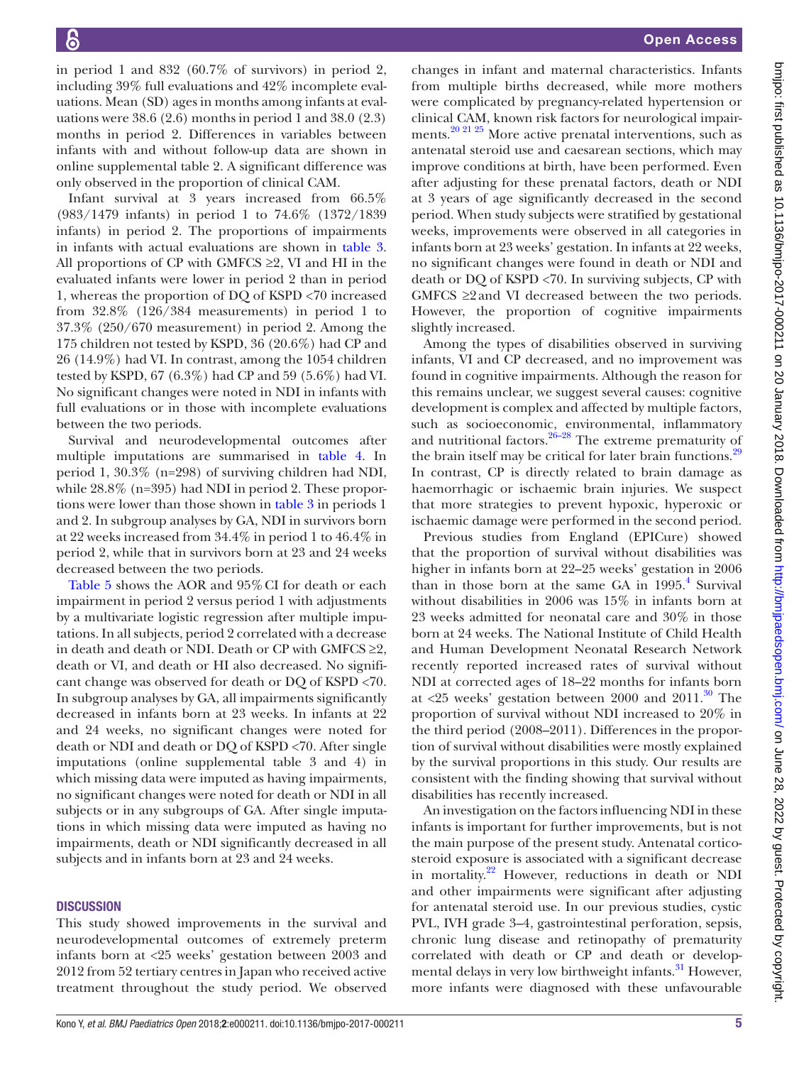in period 1 and 832 (60.7% of survivors) in period 2, including 39% full evaluations and 42% incomplete evaluations. Mean (SD) ages in months among infants at evaluations were 38.6 (2.6) months in period 1 and 38.0 (2.3) months in period 2. Differences in variables between infants with and without follow-up data are shown in online supplemental table 2. A significant difference was only observed in the proportion of clinical CAM.

Infant survival at 3 years increased from 66.5% (983/1479 infants) in period 1 to 74.6% (1372/1839 infants) in period 2. The proportions of impairments in infants with actual evaluations are shown in table 3. All proportions of CP with GMFCS ≥2, VI and HI in the evaluated infants were lower in period 2 than in period 1, whereas the proportion of DQ of KSPD <70 increased from 32.8% (126/384 measurements) in period 1 to 37.3% (250/670 measurement) in period 2. Among the 175 children not tested by KSPD, 36 (20.6%) had CP and 26 (14.9%) had VI. In contrast, among the 1054 children tested by KSPD, 67 (6.3%) had CP and 59 (5.6%) had VI. No significant changes were noted in NDI in infants with full evaluations or in those with incomplete evaluations between the two periods.

Survival and neurodevelopmental outcomes after multiple imputations are summarised in table 4. In period 1, 30.3% (n=298) of surviving children had NDI, while 28.8% (n=395) had NDI in period 2. These proportions were lower than those shown in table 3 in periods 1 and 2. In subgroup analyses by GA, NDI in survivors born at 22 weeks increased from 34.4% in period 1 to 46.4% in period 2, while that in survivors born at 23 and 24 weeks decreased between the two periods.

Table 5 shows the AOR and 95% CI for death or each impairment in period 2 versus period 1 with adjustments by a multivariate logistic regression after multiple imputations. In all subjects, period 2 correlated with a decrease in death and death or NDI. Death or CP with GMFCS ≥2, death or VI, and death or HI also decreased. No significant change was observed for death or DQ of KSPD <70. In subgroup analyses by GA, all impairments significantly decreased in infants born at 23 weeks. In infants at 22 and 24 weeks, no significant changes were noted for death or NDI and death or DQ of KSPD <70. After single imputations (online supplemental table 3 and 4) in which missing data were imputed as having impairments, no significant changes were noted for death or NDI in all subjects or in any subgroups of GA. After single imputations in which missing data were imputed as having no impairments, death or NDI significantly decreased in all subjects and in infants born at 23 and 24 weeks.

## DISCUSSION

This study showed improvements in the survival and neurodevelopmental outcomes of extremely preterm infants born at <25 weeks' gestation between 2003 and 2012 from 52 tertiary centres in Japan who received active treatment throughout the study period. We observed changes in infant and maternal characteristics. Infants from multiple births decreased, while more mothers were complicated by pregnancy-related hypertension or clinical CAM, known risk factors for neurological impairments.[20 21 25] More active prenatal interventions, such as antenatal steroid use and caesarean sections, which may improve conditions at birth, have been performed. Even after adjusting for these prenatal factors, death or NDI at 3 years of age significantly decreased in the second period. When study subjects were stratified by gestational weeks, improvements were observed in all categories in infants born at 23 weeks' gestation. In infants at 22 weeks, no significant changes were found in death or NDI and death or DQ of KSPD <70. In surviving subjects, CP with GMFCS ≥2 and VI decreased between the two periods. However, the proportion of cognitive impairments slightly increased.

Among the types of disabilities observed in surviving infants, VI and CP decreased, and no improvement was found in cognitive impairments. Although the reason for this remains unclear, we suggest several causes: cognitive development is complex and affected by multiple factors, such as socioeconomic, environmental, inflammatory and nutritional factors.[26–28] The extreme prematurity of the brain itself may be critical for later brain functions.[29] In contrast, CP is directly related to brain damage as haemorrhagic or ischaemic brain injuries. We suspect that more strategies to prevent hypoxic, hyperoxic or ischaemic damage were performed in the second period.

Previous studies from England (EPICure) showed that the proportion of survival without disabilities was higher in infants born at 22–25 weeks' gestation in 2006 than in those born at the same GA in 1995.[4] Survival without disabilities in 2006 was 15% in infants born at 23 weeks admitted for neonatal care and 30% in those born at 24 weeks. The National Institute of Child Health and Human Development Neonatal Research Network recently reported increased rates of survival without NDI at corrected ages of 18–22 months for infants born at <25 weeks' gestation between 2000 and 2011.[30] The proportion of survival without NDI increased to 20% in the third period (2008–2011). Differences in the proportion of survival without disabilities were mostly explained by the survival proportions in this study. Our results are consistent with the finding showing that survival without disabilities has recently increased.

An investigation on the factors influencing NDI in these infants is important for further improvements, but is not the main purpose of the present study. Antenatal corticosteroid exposure is associated with a significant decrease in mortality.[22] However, reductions in death or NDI and other impairments were significant after adjusting for antenatal steroid use. In our previous studies, cystic PVL, IVH grade 3–4, gastrointestinal perforation, sepsis, chronic lung disease and retinopathy of prematurity correlated with death or CP and death or developmental delays in very low birthweight infants.[31] However, more infants were diagnosed with these unfavourable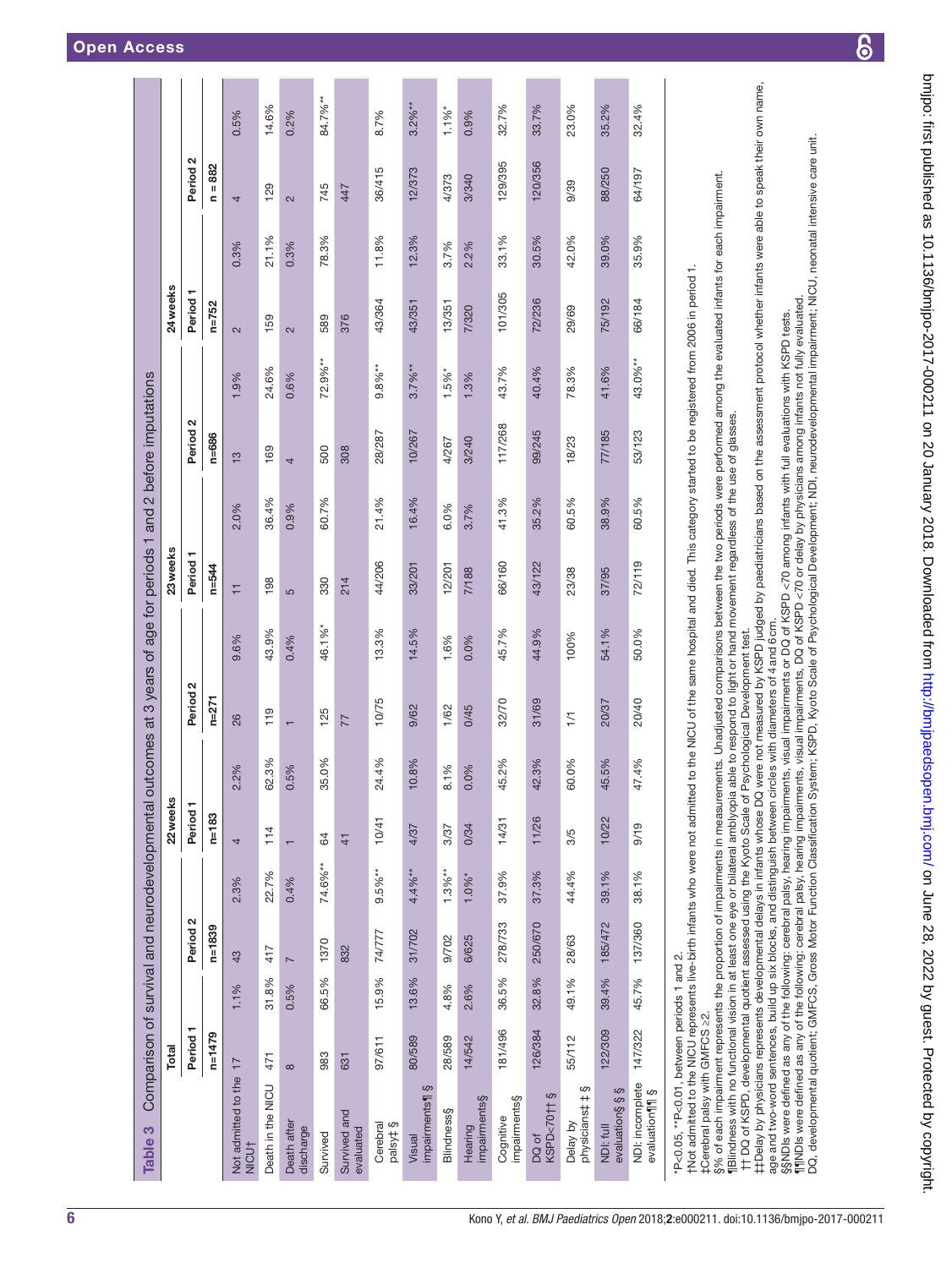**Table 3** Comparison of survival and neurodevelopmental outcomes at 3 years of age for periods 1 and 2 before imputations

| | Total | | | | 22 weeks | | | | 23 weeks | | | | 24 weeks | | | |
|---|---|---|---|---|---|---|---|---|---|---|---|---|---|---|---|---|
| | Period 1 | | Period 2 | | Period 1 | | Period 2 | | Period 1 | | Period 2 | | Period 1 | | Period 2 | |
| | n=1479 | | n=1839 | | n=183 | | n=271 | | n=544 | | n=686 | | n=752 | | n = 882 | |
| Not admitted to the NICU† | 17 | 1.1% | 43 | 2.3% | 4 | 2.2% | 26 | 9.6% | 11 | 2.0% | 13 | 1.9% | 2 | 0.3% | 4 | 0.5% |
| Death in the NICU | 471 | 31.8% | 417 | 22.7% | 114 | 62.3% | 119 | 43.9% | 198 | 36.4% | 169 | 24.6% | 159 | 21.1% | 129 | 14.6% |
| Death after discharge | 8 | 0.5% | 7 | 0.4% | 1 | 0.5% | 1 | 0.4% | 5 | 0.9% | 4 | 0.6% | 2 | 0.3% | 2 | 0.2% |
| Survived | 983 | 66.5% | 1370 | 74.6%** | 64 | 35.0% | 125 | 46.1%* | 330 | 60.7% | 500 | 72.9%** | 589 | 78.3% | 745 | 84.7%** |
| Survived and evaluated | 631 | | 832 | | 41 | | 77 | | 214 | | 308 | | 376 | | 447 | |
| Cerebral palsy‡ § | 97/611 | 15.9% | 74/777 | 9.5%** | 10/41 | 24.4% | 10/75 | 13.3% | 44/206 | 21.4% | 28/287 | 9.8%** | 43/364 | 11.8% | 36/415 | 8.7% |
| Visual impairments¶ § | 80/589 | 13.6% | 31/702 | 4.4%** | 4/37 | 10.8% | 9/62 | 14.5% | 33/201 | 16.4% | 10/267 | 3.7%** | 43/351 | 12.3% | 12/373 | 3.2%** |
| Blindness§ | 28/589 | 4.8% | 9/702 | 1.3%** | 3/37 | 8.1% | 1/62 | 1.6% | 12/201 | 6.0% | 4/267 | 1.5%* | 13/351 | 3.7% | 4/373 | 1.1%* |
| Hearing impairments§ | 14/542 | 2.6% | 6/625 | 1.0%* | 0/34 | 0.0% | 0/45 | 0.0% | 7/188 | 3.7% | 3/240 | 1.3% | 7/320 | 2.2% | 3/340 | 0.9% |
| Cognitive impairments§ | 181/496 | 36.5% | 278/733 | 37.9% | 14/31 | 45.2% | 32/70 | 45.7% | 66/160 | 41.3% | 117/268 | 43.7% | 101/305 | 33.1% | 129/395 | 32.7% |
| DQ of KSPD<70†† § | 126/384 | 32.8% | 250/670 | 37.3% | 11/26 | 42.3% | 31/69 | 44.9% | 43/122 | 35.2% | 99/245 | 40.4% | 72/236 | 30.5% | 120/356 | 33.7% |
| Delay by physicians‡ ‡ § | 55/112 | 49.1% | 28/63 | 44.4% | 3/5 | 60.0% | 1/1 | 100% | 23/38 | 60.5% | 18/23 | 78.3% | 29/69 | 42.0% | 9/39 | 23.0% |
| NDI: full evaluation§ § § | 122/309 | 39.4% | 185/472 | 39.1% | 10/22 | 45.5% | 20/37 | 54.1% | 37/95 | 38.9% | 77/185 | 41.6% | 75/192 | 39.0% | 88/250 | 35.2% |
| NDI: incomplete evaluation¶¶ § | 147/322 | 45.7% | 137/360 | 38.1% | 9/19 | 47.4% | 20/40 | 50.0% | 72/119 | 60.5% | 53/123 | 43.0%** | 66/184 | 35.9% | 64/197 | 32.4% |

*P<0.05, **P<0.01, between periods 1 and 2.
†Not admitted to the NICU represents live-birth infants who were not admitted to the NICU of the same hospital and died. This category started to be registered from 2006 in period 1.
‡Cerebral palsy with GMFCS ≥2.
§% of each impairment represents the proportion of impairments in measurements. Unadjusted comparisons between the two periods were performed among the evaluated infants for each impairment.
¶Blindness with no functional vision in at least one eye or bilateral amblyopia able to respond to light or hand movement regardless of the use of glasses.
†† DQ of KSPD, developmental quotient assessed using the Kyoto Scale of Psychological Development test.
‡‡Delay by physicians represents developmental delays in infants whose DQ were not measured by KSPD judged by paediatricians based on the assessment protocol whether infants were able to speak their own name, age and two-word sentences, build up six blocks, and distinguish between circles with diameters of 4 and 6 cm.
§§NDIs were defined as any of the following: cerebral palsy, hearing impairments, visual impairments or DQ of KSPD <70 among infants with full evaluations with KSPD tests.
¶¶NDIs were defined as any of the following: cerebral palsy, hearing impairments, visual impairments, DQ of KSPD <70 or delay by physicians among infants not fully evaluated.
DQ, developmental quotient; GMFCS, Gross Motor Function Classification System; KSPD, Kyoto Scale of Psychological Development; NDI, neurodevelopmental impairment; NICU, neonatal intensive care unit.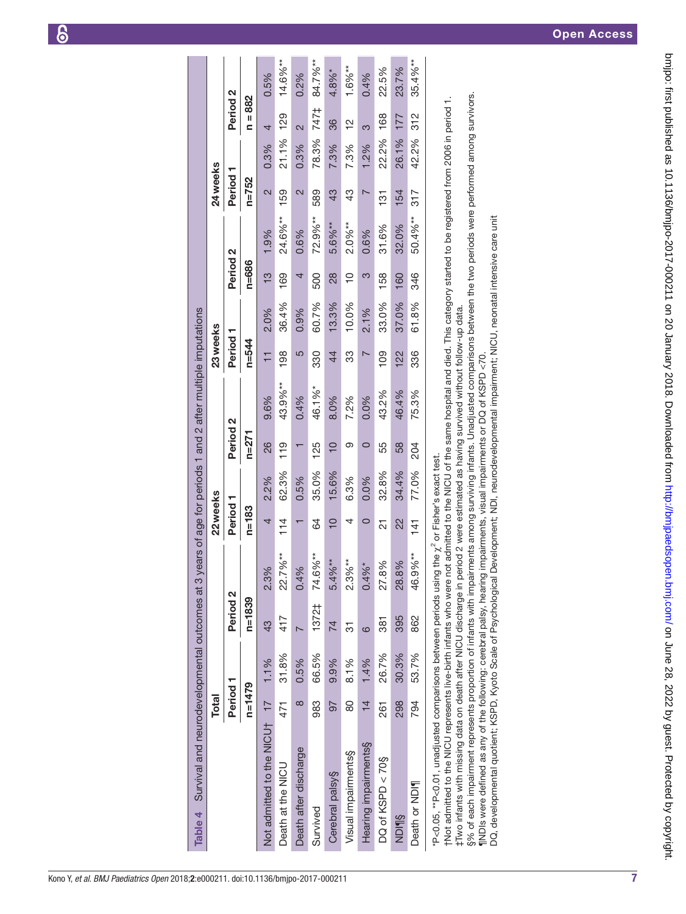**Table 4** Survival and neurodevelopmental outcomes at 3 years of age for periods 1 and 2 after multiple imputations

| | Total | | | | 22 weeks | | | | 23 weeks | | | | 24 weeks | | | |
|---|---|---|---|---|---|---|---|---|---|---|---|---|---|---|---|---|
| | Period 1 | | Period 2 | | Period 1 | | Period 2 | | Period 1 | | Period 2 | | Period 1 | | Period 2 | |
| | n=1479 | | n=1839 | | n=183 | | n=271 | | n=544 | | n=686 | | n=752 | | n = 882 | |
| Not admitted to the NICU† | 17 | 1.1% | 43 | 2.3% | 4 | 2.2% | 26 | 9.6% | 11 | 2.0% | 13 | 1.9% | 2 | 0.3% | 4 | 0.5% |
| Death at the NICU | 471 | 31.8% | 417 | 22.7%** | 114 | 62.3% | 119 | 43.9%** | 198 | 36.4% | 169 | 24.6%** | 159 | 21.1% | 129 | 14.6%** |
| Death after discharge | 8 | 0.5% | 7 | 0.4% | 1 | 0.5% | 1 | 0.4% | 5 | 0.9% | 4 | 0.6% | 2 | 0.3% | 2 | 0.2% |
| Survived | 983 | 66.5% | 1372‡ | 74.6%** | 64 | 35.0% | 125 | 46.1%* | 330 | 60.7% | 500 | 72.9%** | 589 | 78.3% | 747‡ | 84.7%** |
| Cerebral palsy§ | 97 | 9.9% | 74 | 5.4%** | 10 | 15.6% | 10 | 8.0% | 44 | 13.3% | 28 | 5.6%** | 43 | 7.3% | 36 | 4.8%* |
| Visual impairments§ | 80 | 8.1% | 31 | 2.3%** | 4 | 6.3% | 9 | 7.2% | 33 | 10.0% | 10 | 2.0%** | 43 | 7.3% | 12 | 1.6%** |
| Hearing impairments§ | 14 | 1.4% | 6 | 0.4%* | 0 | 0.0% | 0 | 0.0% | 7 | 2.1% | 3 | 0.6% | 7 | 1.2% | 3 | 0.4% |
| DQ of KSPD < 70§ | 261 | 26.7% | 381 | 27.8% | 21 | 32.8% | 55 | 43.2% | 109 | 33.0% | 158 | 31.6% | 131 | 22.2% | 168 | 22.5% |
| NDI¶§ | 298 | 30.3% | 395 | 28.8% | 22 | 34.4% | 58 | 46.4% | 122 | 37.0% | 160 | 32.0% | 154 | 26.1% | 177 | 23.7% |
| Death or NDI¶ | 794 | 53.7% | 862 | 46.9%** | 141 | 77.0% | 204 | 75.3% | 336 | 61.8% | 346 | 50.4%** | 317 | 42.2% | 312 | 35.4%** |

*P<0.05, **P<0.01, unadjusted comparisons between periods using the $\chi^2$ or Fisher's exact test.

†Not admitted to the NICU represents live-birth infants who were not admitted to the NICU of the same hospital and died. This category started to be registered from 2006 in period 1.

‡Two infants with missing data on death after NICU discharge in period 2 were estimated as having survived without follow-up data.

§% of each impairment represents proportion of infants with impairments among surviving infants. Unadjusted comparisons between the two periods were performed among survivors.

¶NDIs were defined as any of the following: cerebral palsy, hearing impairments, visual impairments or DQ of KSPD <70.

DQ, developmental quotient; KSPD, Kyoto Scale of Psychological Development; NDI, neurodevelopmental impairment; NICU, neonatal intensive care unit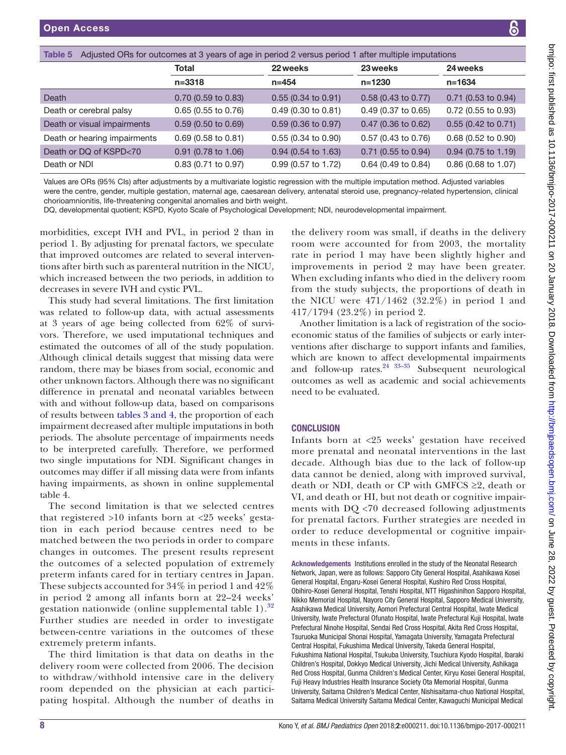**Table 5** Adjusted ORs for outcomes at 3 years of age in period 2 versus period 1 after multiple imputations

| | Total | 22 weeks | 23 weeks | 24 weeks |
|---|---|---|---|---|
| | n=3318 | n=454 | n=1230 | n=1634 |
| Death | 0.70 (0.59 to 0.83) | 0.55 (0.34 to 0.91) | 0.58 (0.43 to 0.77) | 0.71 (0.53 to 0.94) |
| Death or cerebral palsy | 0.65 (0.55 to 0.76) | 0.49 (0.30 to 0.81) | 0.49 (0.37 to 0.65) | 0.72 (0.55 to 0.93) |
| Death or visual impairments | 0.59 (0.50 to 0.69) | 0.59 (0.36 to 0.97) | 0.47 (0.36 to 0.62) | 0.55 (0.42 to 0.71) |
| Death or hearing impairments | 0.69 (0.58 to 0.81) | 0.55 (0.34 to 0.90) | 0.57 (0.43 to 0.76) | 0.68 (0.52 to 0.90) |
| Death or DQ of KSPD<70 | 0.91 (0.78 to 1.06) | 0.94 (0.54 to 1.63) | 0.71 (0.55 to 0.94) | 0.94 (0.75 to 1.19) |
| Death or NDI | 0.83 (0.71 to 0.97) | 0.99 (0.57 to 1.72) | 0.64 (0.49 to 0.84) | 0.86 (0.68 to 1.07) |

Values are ORs (95% CIs) after adjustments by a multivariate logistic regression with the multiple imputation method. Adjusted variables were the centre, gender, multiple gestation, maternal age, caesarean delivery, antenatal steroid use, pregnancy-related hypertension, clinical chorioamnionitis, life-threatening congenital anomalies and birth weight.

DQ, developmental quotient; KSPD, Kyoto Scale of Psychological Development; NDI, neurodevelopmental impairment.

morbidities, except IVH and PVL, in period 2 than in period 1. By adjusting for prenatal factors, we speculate that improved outcomes are related to several interventions after birth such as parenteral nutrition in the NICU, which increased between the two periods, in addition to decreases in severe IVH and cystic PVL.

This study had several limitations. The first limitation was related to follow-up data, with actual assessments at 3 years of age being collected from 62% of survivors. Therefore, we used imputational techniques and estimated the outcomes of all of the study population. Although clinical details suggest that missing data were random, there may be biases from social, economic and other unknown factors. Although there was no significant difference in prenatal and neonatal variables between with and without follow-up data, based on comparisons of results between tables 3 and 4, the proportion of each impairment decreased after multiple imputations in both periods. The absolute percentage of impairments needs to be interpreted carefully. Therefore, we performed two single imputations for NDI. Significant changes in outcomes may differ if all missing data were from infants having impairments, as shown in online supplemental table 4.

The second limitation is that we selected centres that registered >10 infants born at <25 weeks' gestation in each period because centres need to be matched between the two periods in order to compare changes in outcomes. The present results represent the outcomes of a selected population of extremely preterm infants cared for in tertiary centres in Japan. These subjects accounted for 34% in period 1 and 42% in period 2 among all infants born at 22–24 weeks' gestation nationwide (online supplemental table 1).[32] Further studies are needed in order to investigate between-centre variations in the outcomes of these extremely preterm infants.

The third limitation is that data on deaths in the delivery room were collected from 2006. The decision to withdraw/withhold intensive care in the delivery room depended on the physician at each participating hospital. Although the number of deaths in the delivery room was small, if deaths in the delivery room were accounted for from 2003, the mortality rate in period 1 may have been slightly higher and improvements in period 2 may have been greater. When excluding infants who died in the delivery room from the study subjects, the proportions of death in the NICU were 471/1462 (32.2%) in period 1 and 417/1794 (23.2%) in period 2.

Another limitation is a lack of registration of the socioeconomic status of the families of subjects or early interventions after discharge to support infants and families, which are known to affect developmental impairments and follow-up rates.[24 33–35] Subsequent neurological outcomes as well as academic and social achievements need to be evaluated.

## CONCLUSION

Infants born at <25 weeks' gestation have received more prenatal and neonatal interventions in the last decade. Although bias due to the lack of follow-up data cannot be denied, along with improved survival, death or NDI, death or CP with GMFCS ≥2, death or VI, and death or HI, but not death or cognitive impairments with DQ <70 decreased following adjustments for prenatal factors. Further strategies are needed in order to reduce developmental or cognitive impairments in these infants.

**Acknowledgements** Institutions enrolled in the study of the Neonatal Research Network, Japan, were as follows: Sapporo City General Hospital, Asahikawa Kosei General Hospital, Engaru-Kosei General Hospital, Kushiro Red Cross Hospital, Obihiro-Kosei General Hospital, Tenshi Hospital, NTT Higashinihon Sapporo Hospital, Nikko Memorial Hospital, Nayoro City General Hospital, Sapporo Medical University, Asahikawa Medical University, Aomori Prefectural Central Hospital, Iwate Medical University, Iwate Prefectural Ofunato Hospital, Iwate Prefectural Kuji Hospital, Iwate Prefectural Ninohe Hospital, Sendai Red Cross Hospital, Akita Red Cross Hospital, Tsuruoka Municipal Shonai Hospital, Yamagata University, Yamagata Prefectural Central Hospital, Fukushima Medical University, Takeda General Hospital, Fukushima National Hospital, Tsukuba University, Tsuchiura Kyodo Hospital, Ibaraki Children's Hospital, Dokkyo Medical University, Jichi Medical University, Ashikaga Red Cross Hospital, Gunma Children's Medical Center, Kiryu Kosei General Hospital, Fuji Heavy Industries Health Insurance Society Ota Memorial Hospital, Gunma University, Saitama Children's Medical Center, Nishisaitama-chuo National Hospital, Saitama Medical University Saitama Medical Center, Kawaguchi Municipal Medical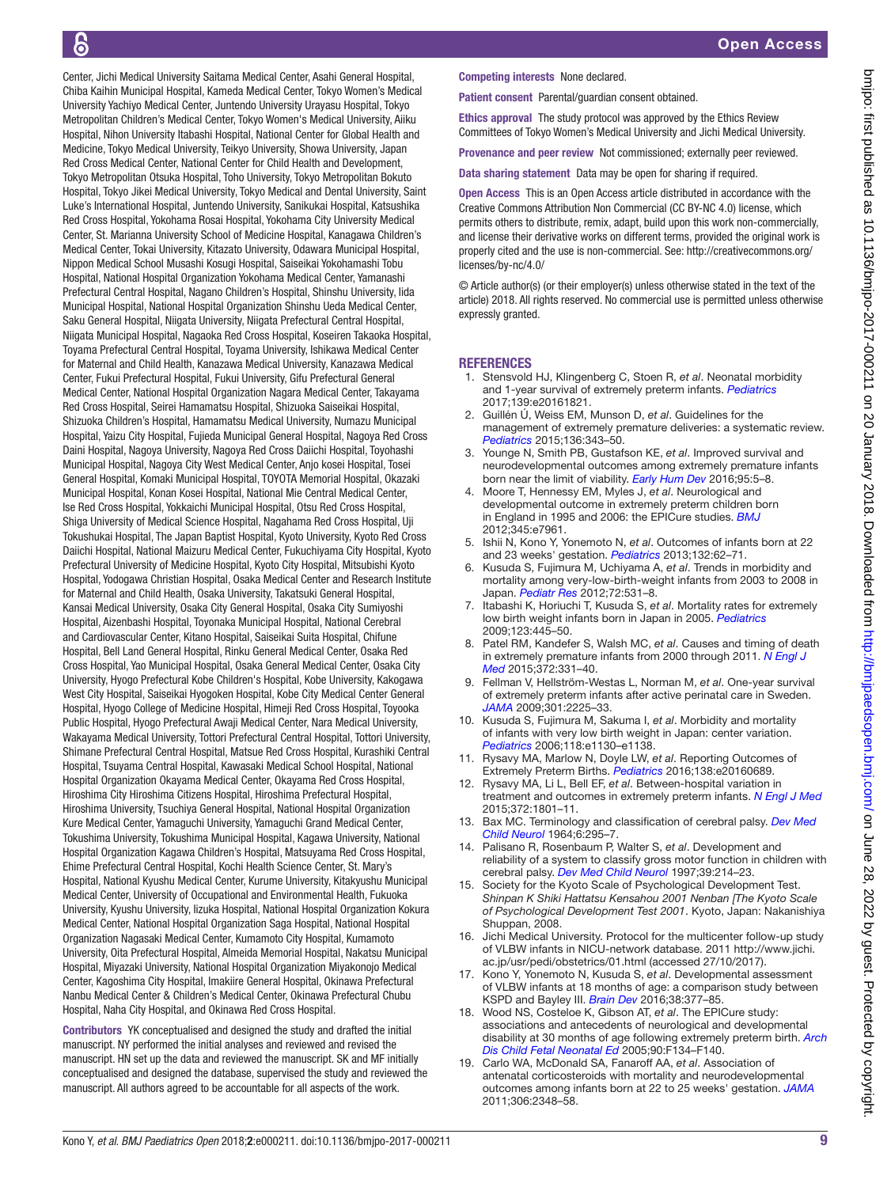Center, Jichi Medical University Saitama Medical Center, Asahi General Hospital, Chiba Kaihin Municipal Hospital, Kameda Medical Center, Tokyo Women's Medical University Yachiyo Medical Center, Juntendo University Urayasu Hospital, Tokyo Metropolitan Children's Medical Center, Tokyo Women's Medical University, Aiiku Hospital, Nihon University Itabashi Hospital, National Center for Global Health and Medicine, Tokyo Medical University, Teikyo University, Showa University, Japan Red Cross Medical Center, National Center for Child Health and Development, Tokyo Metropolitan Otsuka Hospital, Toho University, Tokyo Metropolitan Bokuto Hospital, Tokyo Jikei Medical University, Tokyo Medical and Dental University, Saint Luke's International Hospital, Juntendo University, Sanikukai Hospital, Katsushika Red Cross Hospital, Yokohama Rosai Hospital, Yokohama City University Medical Center, St. Marianna University School of Medicine Hospital, Kanagawa Children's Medical Center, Tokai University, Kitazato University, Odawara Municipal Hospital, Nippon Medical School Musashi Kosugi Hospital, Saiseikai Yokohamashi Tobu Hospital, National Hospital Organization Yokohama Medical Center, Yamanashi Prefectural Central Hospital, Nagano Children's Hospital, Shinshu University, Iida Municipal Hospital, National Hospital Organization Shinshu Ueda Medical Center, Saku General Hospital, Niigata University, Niigata Prefectural Central Hospital, Niigata Municipal Hospital, Nagaoka Red Cross Hospital, Koseiren Takaoka Hospital, Toyama Prefectural Central Hospital, Toyama University, Ishikawa Medical Center for Maternal and Child Health, Kanazawa Medical University, Kanazawa Medical Center, Fukui Prefectural Hospital, Fukui University, Gifu Prefectural General Medical Center, National Hospital Organization Nagara Medical Center, Takayama Red Cross Hospital, Seirei Hamamatsu Hospital, Shizuoka Saiseikai Hospital, Shizuoka Children's Hospital, Hamamatsu Medical University, Numazu Municipal Hospital, Yaizu City Hospital, Fujieda Municipal General Hospital, Nagoya Red Cross Daini Hospital, Nagoya University, Nagoya Red Cross Daiichi Hospital, Toyohashi Municipal Hospital, Nagoya City West Medical Center, Anjo kosei Hospital, Tosei General Hospital, Komaki Municipal Hospital, TOYOTA Memorial Hospital, Okazaki Municipal Hospital, Konan Kosei Hospital, National Mie Central Medical Center, Ise Red Cross Hospital, Yokkaichi Municipal Hospital, Otsu Red Cross Hospital, Shiga University of Medical Science Hospital, Nagahama Red Cross Hospital, Uji Tokushukai Hospital, The Japan Baptist Hospital, Kyoto University, Kyoto Red Cross Daiichi Hospital, National Maizuru Medical Center, Fukuchiyama City Hospital, Kyoto Prefectural University of Medicine Hospital, Kyoto City Hospital, Mitsubishi Kyoto Hospital, Yodogawa Christian Hospital, Osaka Medical Center and Research Institute for Maternal and Child Health, Osaka University, Takatsuki General Hospital, Kansai Medical University, Osaka City General Hospital, Osaka City Sumiyoshi Hospital, Aizenbashi Hospital, Toyonaka Municipal Hospital, National Cerebral and Cardiovascular Center, Kitano Hospital, Saiseikai Suita Hospital, Chifune Hospital, Bell Land General Hospital, Rinku General Medical Center, Osaka Red Cross Hospital, Yao Municipal Hospital, Osaka General Medical Center, Osaka City University, Hyogo Prefectural Kobe Children's Hospital, Kobe University, Kakogawa West City Hospital, Saiseikai Hyogoken Hospital, Kobe City Medical Center General Hospital, Hyogo College of Medicine Hospital, Himeji Red Cross Hospital, Toyooka Public Hospital, Hyogo Prefectural Awaji Medical Center, Nara Medical University, Wakayama Medical University, Tottori Prefectural Central Hospital, Tottori University, Shimane Prefectural Central Hospital, Matsue Red Cross Hospital, Kurashiki Central Hospital, Tsuyama Central Hospital, Kawasaki Medical School Hospital, National Hospital Organization Okayama Medical Center, Okayama Red Cross Hospital, Hiroshima City Hiroshima Citizens Hospital, Hiroshima Prefectural Hospital, Hiroshima University, Tsuchiya General Hospital, National Hospital Organization Kure Medical Center, Yamaguchi University, Yamaguchi Grand Medical Center, Tokushima University, Tokushima Municipal Hospital, Kagawa University, National Hospital Organization Kagawa Children's Hospital, Matsuyama Red Cross Hospital, Ehime Prefectural Central Hospital, Kochi Health Science Center, St. Mary's Hospital, National Kyushu Medical Center, Kurume University, Kitakyushu Municipal Medical Center, University of Occupational and Environmental Health, Fukuoka University, Kyushu University, Iizuka Hospital, National Hospital Organization Kokura Medical Center, National Hospital Organization Saga Hospital, National Hospital Organization Nagasaki Medical Center, Kumamoto City Hospital, Kumamoto University, Oita Prefectural Hospital, Almeida Memorial Hospital, Nakatsu Municipal Hospital, Miyazaki University, National Hospital Organization Miyakonojo Medical Center, Kagoshima City Hospital, Imakiire General Hospital, Okinawa Prefectural Nanbu Medical Center & Children's Medical Center, Okinawa Prefectural Chubu Hospital, Naha City Hospital, and Okinawa Red Cross Hospital.

**Contributors** YK conceptualised and designed the study and drafted the initial manuscript. NY performed the initial analyses and reviewed and revised the manuscript. HN set up the data and reviewed the manuscript. SK and MF initially conceptualised and designed the database, supervised the study and reviewed the manuscript. All authors agreed to be accountable for all aspects of the work.

**Competing interests** None declared.

**Patient consent** Parental/guardian consent obtained.

**Ethics approval** The study protocol was approved by the Ethics Review Committees of Tokyo Women's Medical University and Jichi Medical University.

**Provenance and peer review** Not commissioned; externally peer reviewed.

**Data sharing statement** Data may be open for sharing if required.

**Open Access** This is an Open Access article distributed in accordance with the Creative Commons Attribution Non Commercial (CC BY-NC 4.0) license, which permits others to distribute, remix, adapt, build upon this work non-commercially, and license their derivative works on different terms, provided the original work is properly cited and the use is non-commercial. See: http://creativecommons.org/licenses/by-nc/4.0/

© Article author(s) (or their employer(s) unless otherwise stated in the text of the article) 2018. All rights reserved. No commercial use is permitted unless otherwise expressly granted.

## REFERENCES

1. Stensvold HJ, Klingenberg C, Stoen R, *et al*. Neonatal morbidity and 1-year survival of extremely preterm infants. *Pediatrics* 2017;139:e20161821.
2. Guillén Ú, Weiss EM, Munson D, *et al*. Guidelines for the management of extremely premature deliveries: a systematic review. *Pediatrics* 2015;136:343–50.
3. Younge N, Smith PB, Gustafson KE, *et al*. Improved survival and neurodevelopmental outcomes among extremely premature infants born near the limit of viability. *Early Hum Dev* 2016;95:5–8.
4. Moore T, Hennessy EM, Myles J, *et al*. Neurological and developmental outcome in extremely preterm children born in England in 1995 and 2006: the EPICure studies. *BMJ* 2012;345:e7961.
5. Ishii N, Kono Y, Yonemoto N, *et al*. Outcomes of infants born at 22 and 23 weeks' gestation. *Pediatrics* 2013;132:62–71.
6. Kusuda S, Fujimura M, Uchiyama A, *et al*. Trends in morbidity and mortality among very-low-birth-weight infants from 2003 to 2008 in Japan. *Pediatr Res* 2012;72:531–8.
7. Itabashi K, Horiuchi T, Kusuda S, *et al*. Mortality rates for extremely low birth weight infants born in Japan in 2005. *Pediatrics* 2009;123:445–50.
8. Patel RM, Kandefer S, Walsh MC, *et al*. Causes and timing of death in extremely premature infants from 2000 through 2011. *N Engl J Med* 2015;372:331–40.
9. Fellman V, Hellström-Westas L, Norman M, *et al*. One-year survival of extremely preterm infants after active perinatal care in Sweden. *JAMA* 2009;301:2225–33.
10. Kusuda S, Fujimura M, Sakuma I, *et al*. Morbidity and mortality of infants with very low birth weight in Japan: center variation. *Pediatrics* 2006;118:e1130–e1138.
11. Rysavy MA, Marlow N, Doyle LW, *et al*. Reporting Outcomes of Extremely Preterm Births. *Pediatrics* 2016;138:e20160689.
12. Rysavy MA, Li L, Bell EF, *et al*. Between-hospital variation in treatment and outcomes in extremely preterm infants. *N Engl J Med* 2015;372:1801–11.
13. Bax MC. Terminology and classification of cerebral palsy. *Dev Med Child Neurol* 1964;6:295–7.
14. Palisano R, Rosenbaum P, Walter S, *et al*. Development and reliability of a system to classify gross motor function in children with cerebral palsy. *Dev Med Child Neurol* 1997;39:214–23.
15. Society for the Kyoto Scale of Psychological Development Test. *Shinpan K Shiki Hattatsu Kensahou 2001 Nenban [The Kyoto Scale of Psychological Development Test 2001*. Kyoto, Japan: Nakanishiya Shuppan, 2008.
16. Jichi Medical University. Protocol for the multicenter follow-up study of VLBW infants in NICU-network database. 2011 http://www.jichi.ac.jp/usr/pedi/obstetrics/01.html (accessed 27/10/2017).
17. Kono Y, Yonemoto N, Kusuda S, *et al*. Developmental assessment of VLBW infants at 18 months of age: a comparison study between KSPD and Bayley III. *Brain Dev* 2016;38:377–85.
18. Wood NS, Costeloe K, Gibson AT, *et al*. The EPICure study: associations and antecedents of neurological and developmental disability at 30 months of age following extremely preterm birth. *Arch Dis Child Fetal Neonatal Ed* 2005;90:F134–F140.
19. Carlo WA, McDonald SA, Fanaroff AA, *et al*. Association of antenatal corticosteroids with mortality and neurodevelopmental outcomes among infants born at 22 to 25 weeks' gestation. *JAMA* 2011;306:2348–58.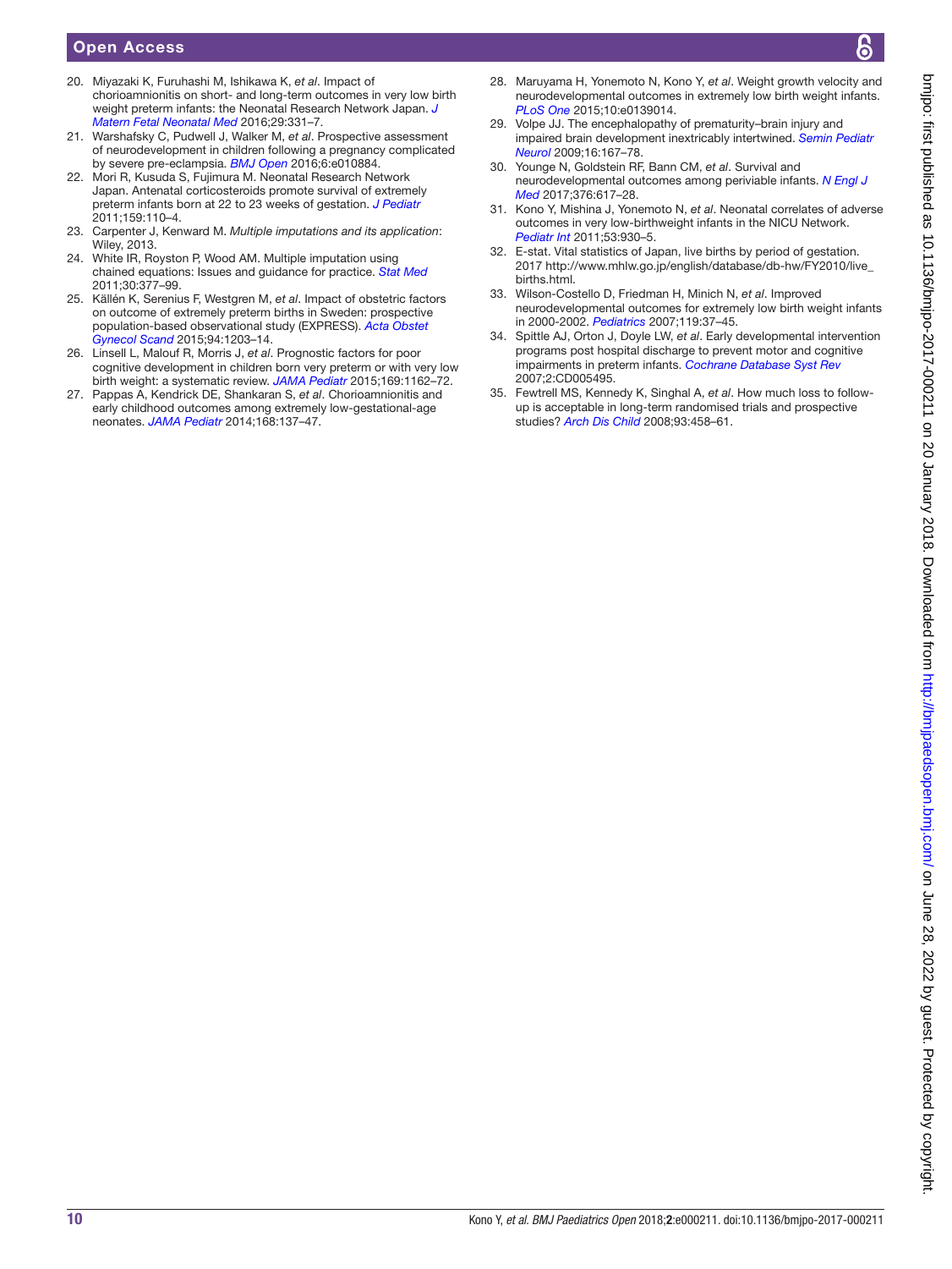20. Miyazaki K, Furuhashi M, Ishikawa K, *et al*. Impact of chorioamnionitis on short- and long-term outcomes in very low birth weight preterm infants: the Neonatal Research Network Japan. *J Matern Fetal Neonatal Med* 2016;29:331–7.
21. Warshafsky C, Pudwell J, Walker M, *et al*. Prospective assessment of neurodevelopment in children following a pregnancy complicated by severe pre-eclampsia. *BMJ Open* 2016;6:e010884.
22. Mori R, Kusuda S, Fujimura M. Neonatal Research Network Japan. Antenatal corticosteroids promote survival of extremely preterm infants born at 22 to 23 weeks of gestation. *J Pediatr* 2011;159:110–4.
23. Carpenter J, Kenward M. *Multiple imputations and its application*: Wiley, 2013.
24. White IR, Royston P, Wood AM. Multiple imputation using chained equations: Issues and guidance for practice. *Stat Med* 2011;30:377–99.
25. Källén K, Serenius F, Westgren M, *et al*. Impact of obstetric factors on outcome of extremely preterm births in Sweden: prospective population-based observational study (EXPRESS). *Acta Obstet Gynecol Scand* 2015;94:1203–14.
26. Linsell L, Malouf R, Morris J, *et al*. Prognostic factors for poor cognitive development in children born very preterm or with very low birth weight: a systematic review. *JAMA Pediatr* 2015;169:1162–72.
27. Pappas A, Kendrick DE, Shankaran S, *et al*. Chorioamnionitis and early childhood outcomes among extremely low-gestational-age neonates. *JAMA Pediatr* 2014;168:137–47.
28. Maruyama H, Yonemoto N, Kono Y, *et al*. Weight growth velocity and neurodevelopmental outcomes in extremely low birth weight infants. *PLoS One* 2015;10:e0139014.
29. Volpe JJ. The encephalopathy of prematurity–brain injury and impaired brain development inextricably intertwined. *Semin Pediatr Neurol* 2009;16:167–78.
30. Younge N, Goldstein RF, Bann CM, *et al*. Survival and neurodevelopmental outcomes among periviable infants. *N Engl J Med* 2017;376:617–28.
31. Kono Y, Mishina J, Yonemoto N, *et al*. Neonatal correlates of adverse outcomes in very low-birthweight infants in the NICU Network. *Pediatr Int* 2011;53:930–5.
32. E-stat. Vital statistics of Japan, live births by period of gestation. 2017 http://www.mhlw.go.jp/english/database/db-hw/FY2010/live_births.html.
33. Wilson-Costello D, Friedman H, Minich N, *et al*. Improved neurodevelopmental outcomes for extremely low birth weight infants in 2000-2002. *Pediatrics* 2007;119:37–45.
34. Spittle AJ, Orton J, Doyle LW, *et al*. Early developmental intervention programs post hospital discharge to prevent motor and cognitive impairments in preterm infants. *Cochrane Database Syst Rev* 2007;2:CD005495.
35. Fewtrell MS, Kennedy K, Singhal A, *et al*. How much loss to follow-up is acceptable in long-term randomised trials and prospective studies? *Arch Dis Child* 2008;93:458–61.